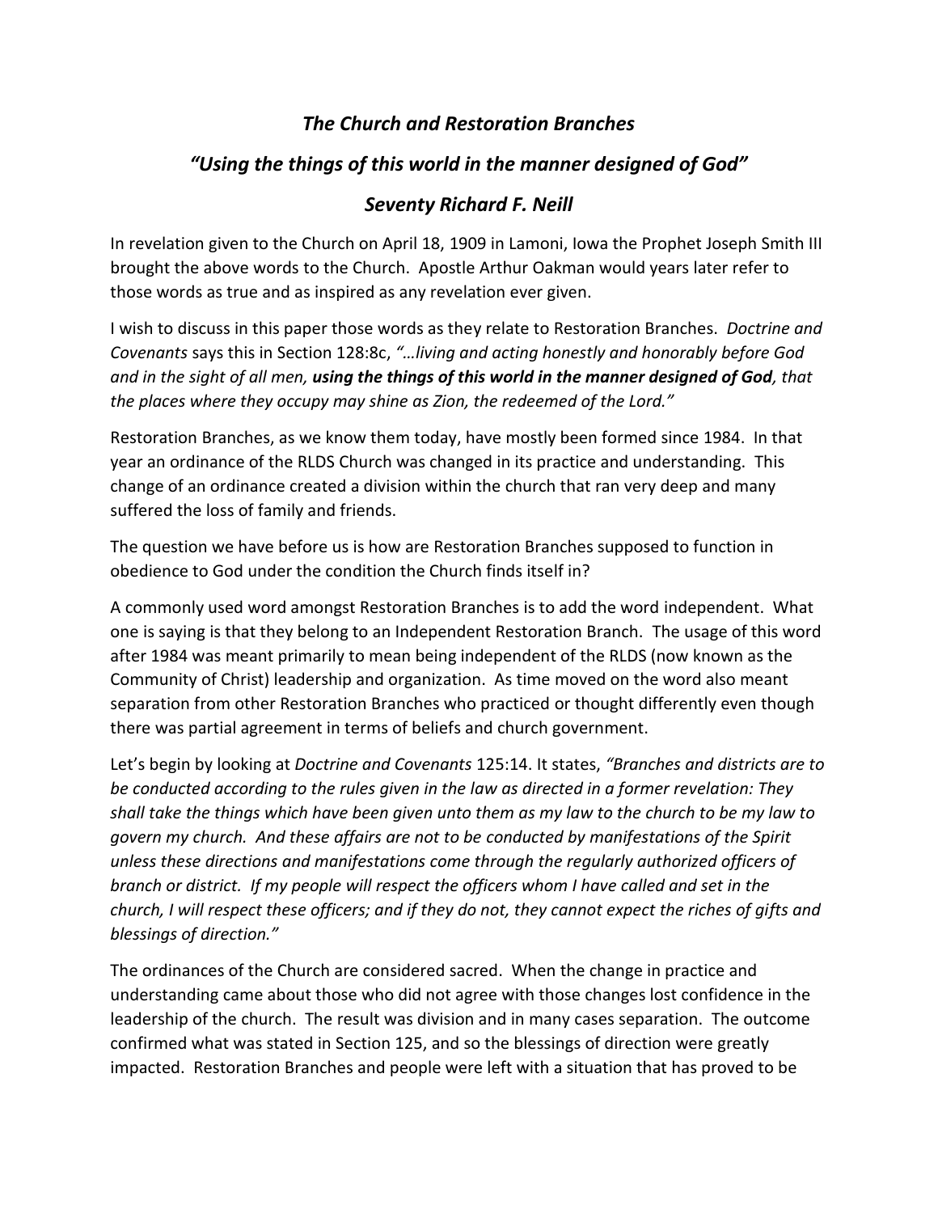# *The Church and Restoration Branches*

## *"Using the things of this world in the manner designed of God"*

## *Seventy Richard F. Neill*

In revelation given to the Church on April 18, 1909 in Lamoni, Iowa the Prophet Joseph Smith III brought the above words to the Church. Apostle Arthur Oakman would years later refer to those words as true and as inspired as any revelation ever given.

I wish to discuss in this paper those words as they relate to Restoration Branches. *Doctrine and Covenants* says this in Section 128:8c, *"…living and acting honestly and honorably before God and in the sight of all men,* ***using the things of this world in the manner designed of God****, that the places where they occupy may shine as Zion, the redeemed of the Lord."*

Restoration Branches, as we know them today, have mostly been formed since 1984. In that year an ordinance of the RLDS Church was changed in its practice and understanding. This change of an ordinance created a division within the church that ran very deep and many suffered the loss of family and friends.

The question we have before us is how are Restoration Branches supposed to function in obedience to God under the condition the Church finds itself in?

A commonly used word amongst Restoration Branches is to add the word independent. What one is saying is that they belong to an Independent Restoration Branch. The usage of this word after 1984 was meant primarily to mean being independent of the RLDS (now known as the Community of Christ) leadership and organization. As time moved on the word also meant separation from other Restoration Branches who practiced or thought differently even though there was partial agreement in terms of beliefs and church government.

Let's begin by looking at *Doctrine and Covenants* 125:14. It states, *"Branches and districts are to be conducted according to the rules given in the law as directed in a former revelation: They shall take the things which have been given unto them as my law to the church to be my law to govern my church. And these affairs are not to be conducted by manifestations of the Spirit unless these directions and manifestations come through the regularly authorized officers of branch or district. If my people will respect the officers whom I have called and set in the church, I will respect these officers; and if they do not, they cannot expect the riches of gifts and blessings of direction."*

The ordinances of the Church are considered sacred. When the change in practice and understanding came about those who did not agree with those changes lost confidence in the leadership of the church. The result was division and in many cases separation. The outcome confirmed what was stated in Section 125, and so the blessings of direction were greatly impacted. Restoration Branches and people were left with a situation that has proved to be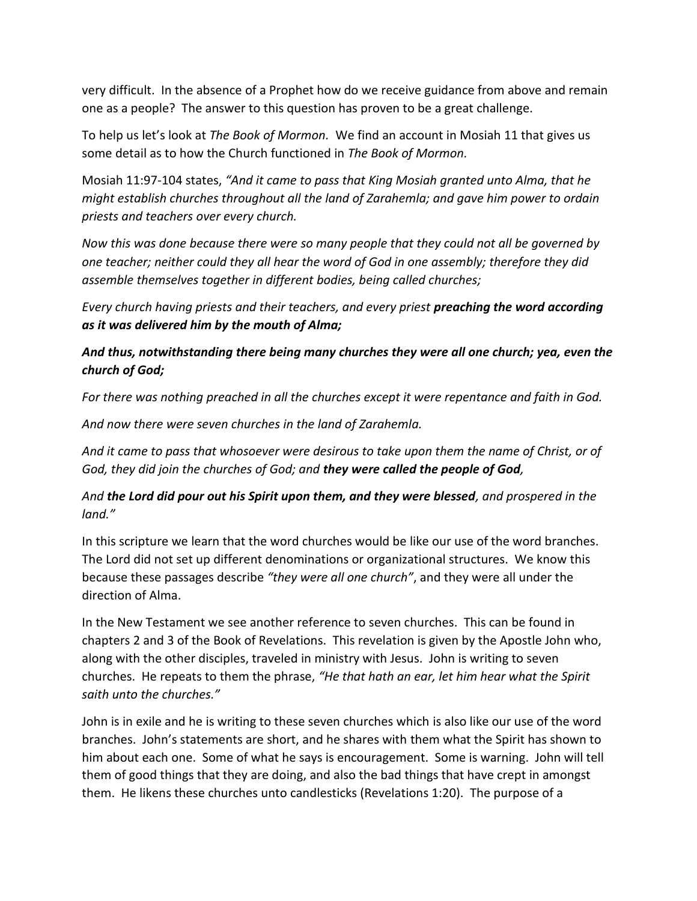very difficult. In the absence of a Prophet how do we receive guidance from above and remain one as a people? The answer to this question has proven to be a great challenge.

To help us let's look at *The Book of Mormon.* We find an account in Mosiah 11 that gives us some detail as to how the Church functioned in *The Book of Mormon.*

Mosiah 11:97-104 states, *"And it came to pass that King Mosiah granted unto Alma, that he might establish churches throughout all the land of Zarahemla; and gave him power to ordain priests and teachers over every church.*

*Now this was done because there were so many people that they could not all be governed by one teacher; neither could they all hear the word of God in one assembly; therefore they did assemble themselves together in different bodies, being called churches;*

*Every church having priests and their teachers, and every priest* ***preaching the word according as it was delivered him by the mouth of Alma;***

***And thus, notwithstanding there being many churches they were all one church; yea, even the church of God;***

*For there was nothing preached in all the churches except it were repentance and faith in God.*

*And now there were seven churches in the land of Zarahemla.*

*And it came to pass that whosoever were desirous to take upon them the name of Christ, or of God, they did join the churches of God; and* ***they were called the people of God,***

*And* ***the Lord did pour out his Spirit upon them, and they were blessed****, and prospered in the land."*

In this scripture we learn that the word churches would be like our use of the word branches. The Lord did not set up different denominations or organizational structures. We know this because these passages describe *"they were all one church"*, and they were all under the direction of Alma.

In the New Testament we see another reference to seven churches. This can be found in chapters 2 and 3 of the Book of Revelations. This revelation is given by the Apostle John who, along with the other disciples, traveled in ministry with Jesus. John is writing to seven churches. He repeats to them the phrase, *"He that hath an ear, let him hear what the Spirit saith unto the churches."*

John is in exile and he is writing to these seven churches which is also like our use of the word branches. John's statements are short, and he shares with them what the Spirit has shown to him about each one. Some of what he says is encouragement. Some is warning. John will tell them of good things that they are doing, and also the bad things that have crept in amongst them. He likens these churches unto candlesticks (Revelations 1:20). The purpose of a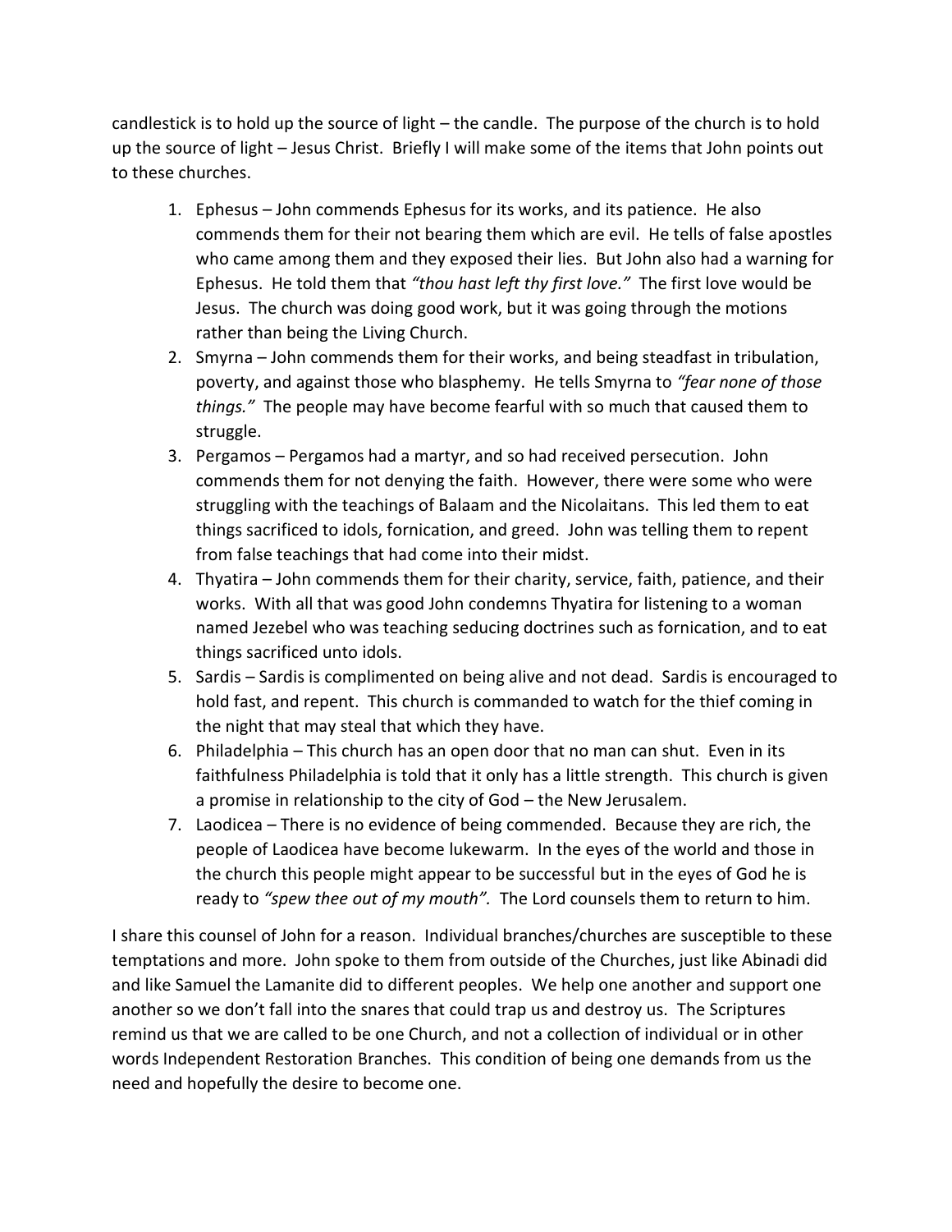candlestick is to hold up the source of light – the candle. The purpose of the church is to hold up the source of light – Jesus Christ. Briefly I will make some of the items that John points out to these churches.

1. Ephesus – John commends Ephesus for its works, and its patience. He also commends them for their not bearing them which are evil. He tells of false apostles who came among them and they exposed their lies. But John also had a warning for Ephesus. He told them that *"thou hast left thy first love."* The first love would be Jesus. The church was doing good work, but it was going through the motions rather than being the Living Church.
2. Smyrna – John commends them for their works, and being steadfast in tribulation, poverty, and against those who blasphemy. He tells Smyrna to *"fear none of those things."* The people may have become fearful with so much that caused them to struggle.
3. Pergamos – Pergamos had a martyr, and so had received persecution. John commends them for not denying the faith. However, there were some who were struggling with the teachings of Balaam and the Nicolaitans. This led them to eat things sacrificed to idols, fornication, and greed. John was telling them to repent from false teachings that had come into their midst.
4. Thyatira – John commends them for their charity, service, faith, patience, and their works. With all that was good John condemns Thyatira for listening to a woman named Jezebel who was teaching seducing doctrines such as fornication, and to eat things sacrificed unto idols.
5. Sardis – Sardis is complimented on being alive and not dead. Sardis is encouraged to hold fast, and repent. This church is commanded to watch for the thief coming in the night that may steal that which they have.
6. Philadelphia – This church has an open door that no man can shut. Even in its faithfulness Philadelphia is told that it only has a little strength. This church is given a promise in relationship to the city of God – the New Jerusalem.
7. Laodicea – There is no evidence of being commended. Because they are rich, the people of Laodicea have become lukewarm. In the eyes of the world and those in the church this people might appear to be successful but in the eyes of God he is ready to *"spew thee out of my mouth".* The Lord counsels them to return to him.

I share this counsel of John for a reason. Individual branches/churches are susceptible to these temptations and more. John spoke to them from outside of the Churches, just like Abinadi did and like Samuel the Lamanite did to different peoples. We help one another and support one another so we don't fall into the snares that could trap us and destroy us. The Scriptures remind us that we are called to be one Church, and not a collection of individual or in other words Independent Restoration Branches. This condition of being one demands from us the need and hopefully the desire to become one.